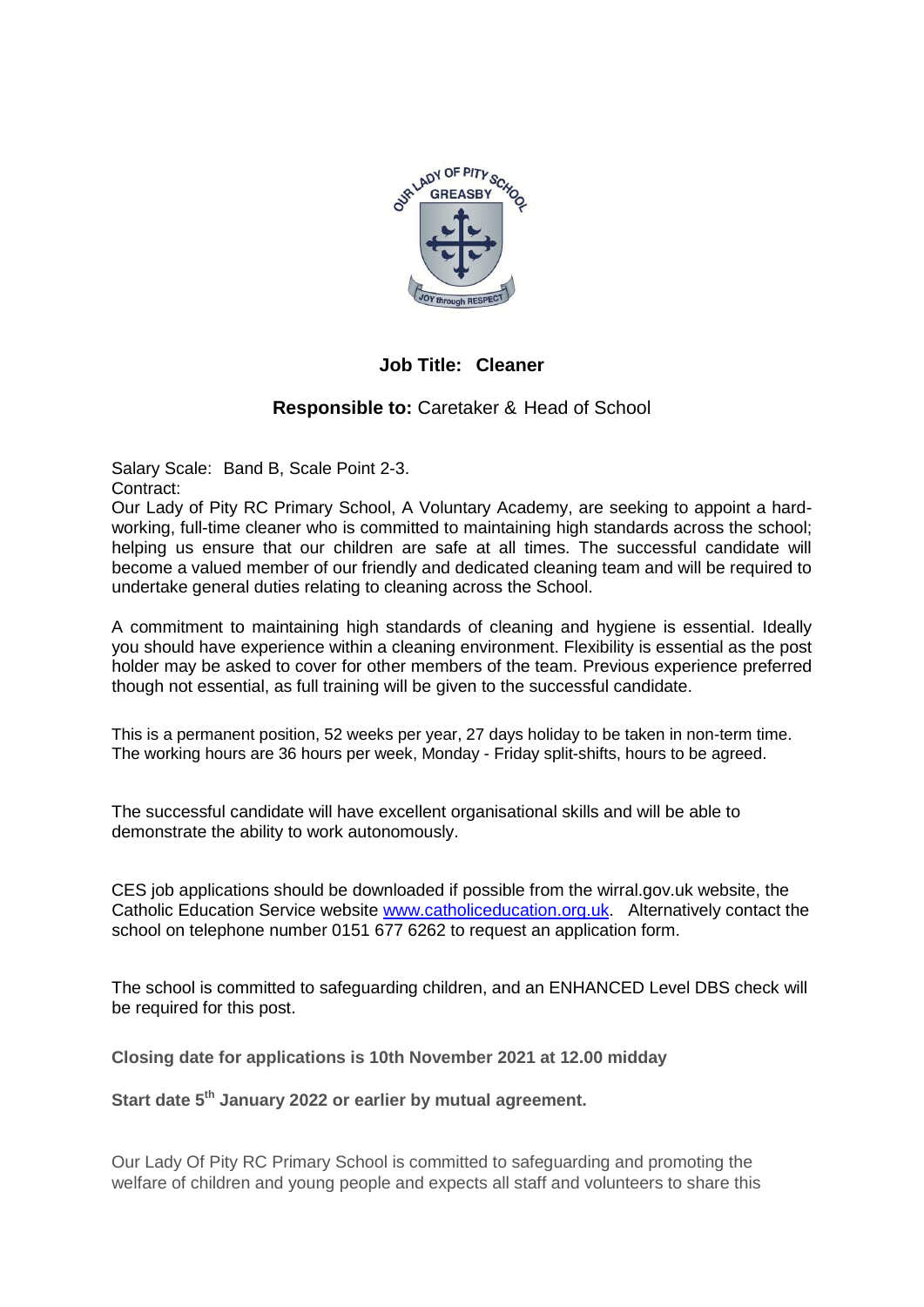**Job Title: Cleaner**

**Responsible to:** Caretaker & Head of School

Salary Scale: Band B, Scale Point 2-3.
Contract:
Our Lady of Pity RC Primary School, A Voluntary Academy, are seeking to appoint a hard-working, full-time cleaner who is committed to maintaining high standards across the school; helping us ensure that our children are safe at all times. The successful candidate will become a valued member of our friendly and dedicated cleaning team and will be required to undertake general duties relating to cleaning across the School.

A commitment to maintaining high standards of cleaning and hygiene is essential. Ideally you should have experience within a cleaning environment. Flexibility is essential as the post holder may be asked to cover for other members of the team. Previous experience preferred though not essential, as full training will be given to the successful candidate.

This is a permanent position, 52 weeks per year, 27 days holiday to be taken in non-term time. The working hours are 36 hours per week, Monday - Friday split-shifts, hours to be agreed.

The successful candidate will have excellent organisational skills and will be able to demonstrate the ability to work autonomously.

CES job applications should be downloaded if possible from the wirral.gov.uk website, the Catholic Education Service website www.catholiceducation.org.uk. Alternatively contact the school on telephone number 0151 677 6262 to request an application form.

The school is committed to safeguarding children, and an ENHANCED Level DBS check will be required for this post.

**Closing date for applications is 10th November 2021 at 12.00 midday**

**Start date 5th January 2022 or earlier by mutual agreement.**

Our Lady Of Pity RC Primary School is committed to safeguarding and promoting the welfare of children and young people and expects all staff and volunteers to share this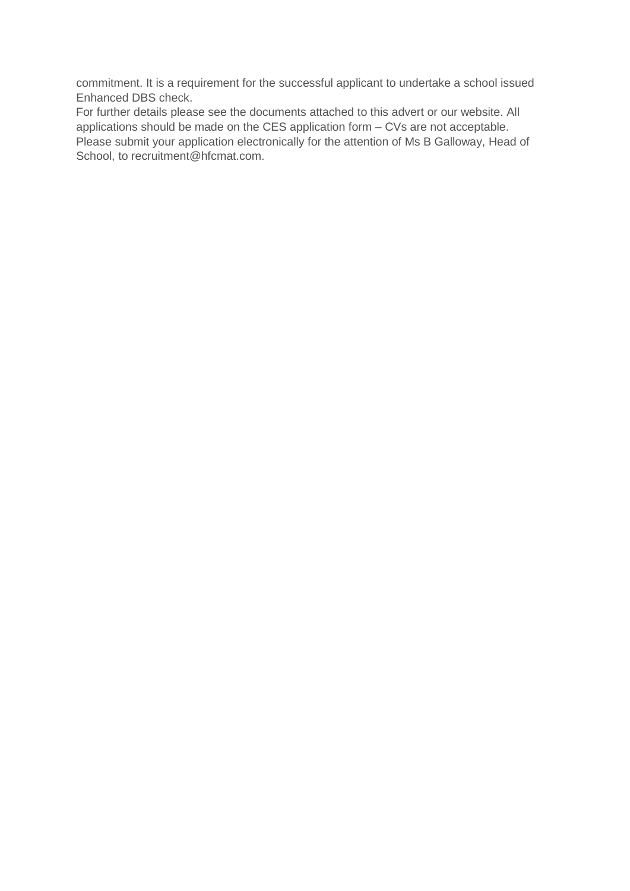commitment. It is a requirement for the successful applicant to undertake a school issued Enhanced DBS check.

For further details please see the documents attached to this advert or our website. All applications should be made on the CES application form – CVs are not acceptable.

Please submit your application electronically for the attention of Ms B Galloway, Head of School, to recruitment@hfcmat.com.